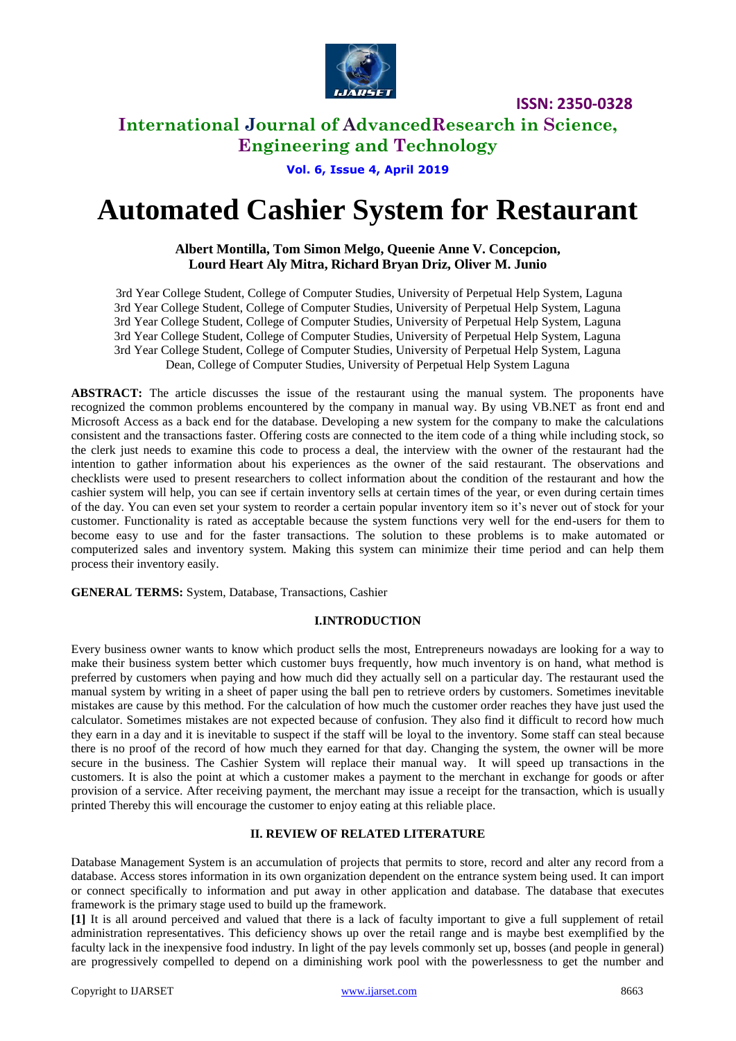# Automated Cashier System for Restaurant

**Albert Montilla, Tom Simon Melgo, Queenie Anne V. Concepcion, Lourd Heart Aly Mitra, Richard Bryan Driz, Oliver M. Junio**

3rd Year College Student, College of Computer Studies, University of Perpetual Help System, Laguna
3rd Year College Student, College of Computer Studies, University of Perpetual Help System, Laguna
3rd Year College Student, College of Computer Studies, University of Perpetual Help System, Laguna
3rd Year College Student, College of Computer Studies, University of Perpetual Help System, Laguna
3rd Year College Student, College of Computer Studies, University of Perpetual Help System, Laguna
Dean, College of Computer Studies, University of Perpetual Help System Laguna

**ABSTRACT:** The article discusses the issue of the restaurant using the manual system. The proponents have recognized the common problems encountered by the company in manual way. By using VB.NET as front end and Microsoft Access as a back end for the database. Developing a new system for the company to make the calculations consistent and the transactions faster. Offering costs are connected to the item code of a thing while including stock, so the clerk just needs to examine this code to process a deal, the interview with the owner of the restaurant had the intention to gather information about his experiences as the owner of the said restaurant. The observations and checklists were used to present researchers to collect information about the condition of the restaurant and how the cashier system will help, you can see if certain inventory sells at certain times of the year, or even during certain times of the day. You can even set your system to reorder a certain popular inventory item so it's never out of stock for your customer. Functionality is rated as acceptable because the system functions very well for the end-users for them to become easy to use and for the faster transactions. The solution to these problems is to make automated or computerized sales and inventory system. Making this system can minimize their time period and can help them process their inventory easily.

**GENERAL TERMS:** System, Database, Transactions, Cashier

## I.INTRODUCTION

Every business owner wants to know which product sells the most, Entrepreneurs nowadays are looking for a way to make their business system better which customer buys frequently, how much inventory is on hand, what method is preferred by customers when paying and how much did they actually sell on a particular day. The restaurant used the manual system by writing in a sheet of paper using the ball pen to retrieve orders by customers. Sometimes inevitable mistakes are cause by this method. For the calculation of how much the customer order reaches they have just used the calculator. Sometimes mistakes are not expected because of confusion. They also find it difficult to record how much they earn in a day and it is inevitable to suspect if the staff will be loyal to the inventory. Some staff can steal because there is no proof of the record of how much they earned for that day. Changing the system, the owner will be more secure in the business. The Cashier System will replace their manual way. It will speed up transactions in the customers. It is also the point at which a customer makes a payment to the merchant in exchange for goods or after provision of a service. After receiving payment, the merchant may issue a receipt for the transaction, which is usually printed Thereby this will encourage the customer to enjoy eating at this reliable place.

## II. REVIEW OF RELATED LITERATURE

Database Management System is an accumulation of projects that permits to store, record and alter any record from a database. Access stores information in its own organization dependent on the entrance system being used. It can import or connect specifically to information and put away in other application and database. The database that executes framework is the primary stage used to build up the framework.

**[1]** It is all around perceived and valued that there is a lack of faculty important to give a full supplement of retail administration representatives. This deficiency shows up over the retail range and is maybe best exemplified by the faculty lack in the inexpensive food industry. In light of the pay levels commonly set up, bosses (and people in general) are progressively compelled to depend on a diminishing work pool with the powerlessness to get the number and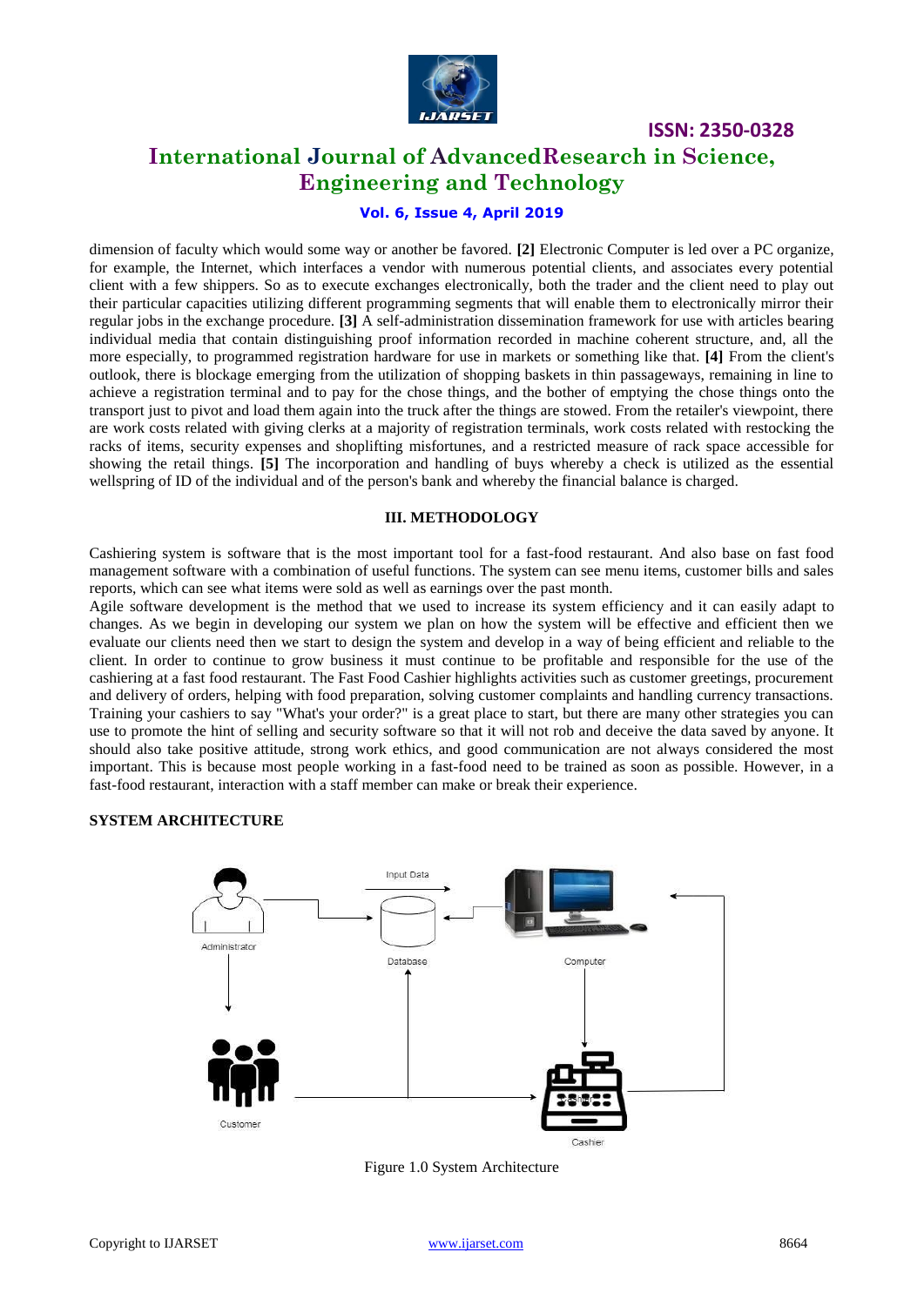dimension of faculty which would some way or another be favored. **[2]** Electronic Computer is led over a PC organize, for example, the Internet, which interfaces a vendor with numerous potential clients, and associates every potential client with a few shippers. So as to execute exchanges electronically, both the trader and the client need to play out their particular capacities utilizing different programming segments that will enable them to electronically mirror their regular jobs in the exchange procedure. **[3]** A self-administration dissemination framework for use with articles bearing individual media that contain distinguishing proof information recorded in machine coherent structure, and, all the more especially, to programmed registration hardware for use in markets or something like that. **[4]** From the client's outlook, there is blockage emerging from the utilization of shopping baskets in thin passageways, remaining in line to achieve a registration terminal and to pay for the chose things, and the bother of emptying the chose things onto the transport just to pivot and load them again into the truck after the things are stowed. From the retailer's viewpoint, there are work costs related with giving clerks at a majority of registration terminals, work costs related with restocking the racks of items, security expenses and shoplifting misfortunes, and a restricted measure of rack space accessible for showing the retail things. **[5]** The incorporation and handling of buys whereby a check is utilized as the essential wellspring of ID of the individual and of the person's bank and whereby the financial balance is charged.

## III. METHODOLOGY

Cashiering system is software that is the most important tool for a fast-food restaurant. And also base on fast food management software with a combination of useful functions. The system can see menu items, customer bills and sales reports, which can see what items were sold as well as earnings over the past month.

Agile software development is the method that we used to increase its system efficiency and it can easily adapt to changes. As we begin in developing our system we plan on how the system will be effective and efficient then we evaluate our clients need then we start to design the system and develop in a way of being efficient and reliable to the client. In order to continue to grow business it must continue to be profitable and responsible for the use of the cashiering at a fast food restaurant. The Fast Food Cashier highlights activities such as customer greetings, procurement and delivery of orders, helping with food preparation, solving customer complaints and handling currency transactions. Training your cashiers to say "What's your order?" is a great place to start, but there are many other strategies you can use to promote the hint of selling and security software so that it will not rob and deceive the data saved by anyone. It should also take positive attitude, strong work ethics, and good communication are not always considered the most important. This is because most people working in a fast-food need to be trained as soon as possible. However, in a fast-food restaurant, interaction with a staff member can make or break their experience.

### SYSTEM ARCHITECTURE

Input Data

Administrator

Database

Computer

Customer

Cashier

Figure 1.0 System Architecture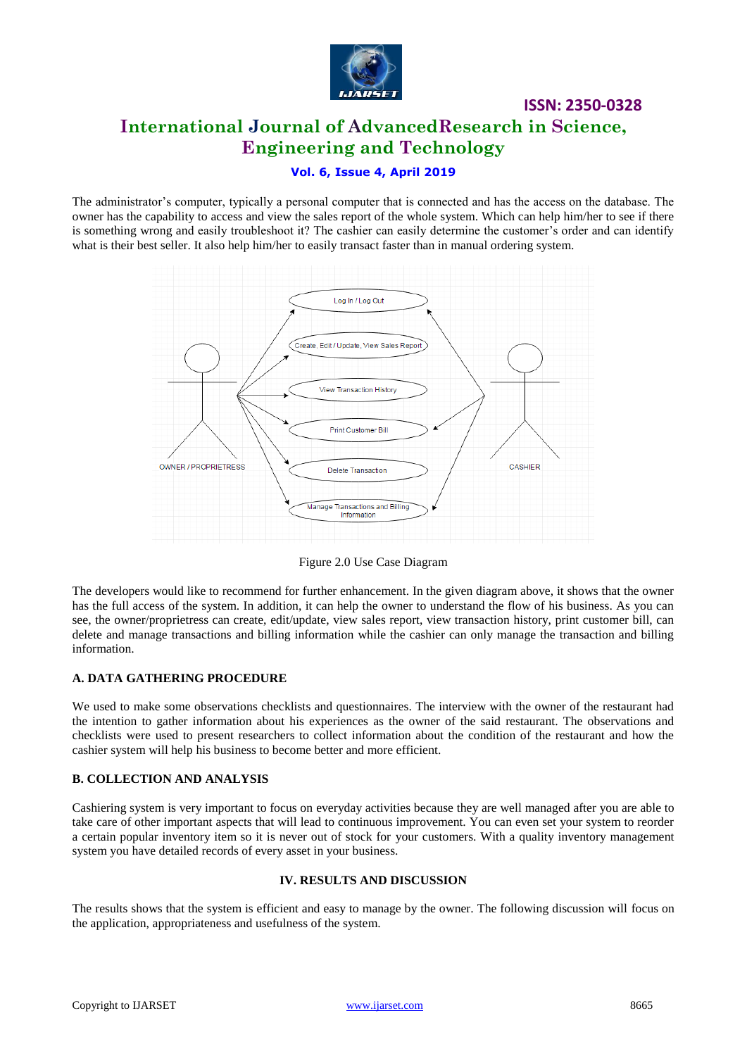The administrator's computer, typically a personal computer that is connected and has the access on the database. The owner has the capability to access and view the sales report of the whole system. Which can help him/her to see if there is something wrong and easily troubleshoot it? The cashier can easily determine the customer's order and can identify what is their best seller. It also help him/her to easily transact faster than in manual ordering system.

Figure 2.0 Use Case Diagram

The developers would like to recommend for further enhancement. In the given diagram above, it shows that the owner has the full access of the system. In addition, it can help the owner to understand the flow of his business. As you can see, the owner/proprietress can create, edit/update, view sales report, view transaction history, print customer bill, can delete and manage transactions and billing information while the cashier can only manage the transaction and billing information.

### A. DATA GATHERING PROCEDURE

We used to make some observations checklists and questionnaires. The interview with the owner of the restaurant had the intention to gather information about his experiences as the owner of the said restaurant. The observations and checklists were used to present researchers to collect information about the condition of the restaurant and how the cashier system will help his business to become better and more efficient.

### B. COLLECTION AND ANALYSIS

Cashiering system is very important to focus on everyday activities because they are well managed after you are able to take care of other important aspects that will lead to continuous improvement. You can even set your system to reorder a certain popular inventory item so it is never out of stock for your customers. With a quality inventory management system you have detailed records of every asset in your business.

## IV. RESULTS AND DISCUSSION

The results shows that the system is efficient and easy to manage by the owner. The following discussion will focus on the application, appropriateness and usefulness of the system.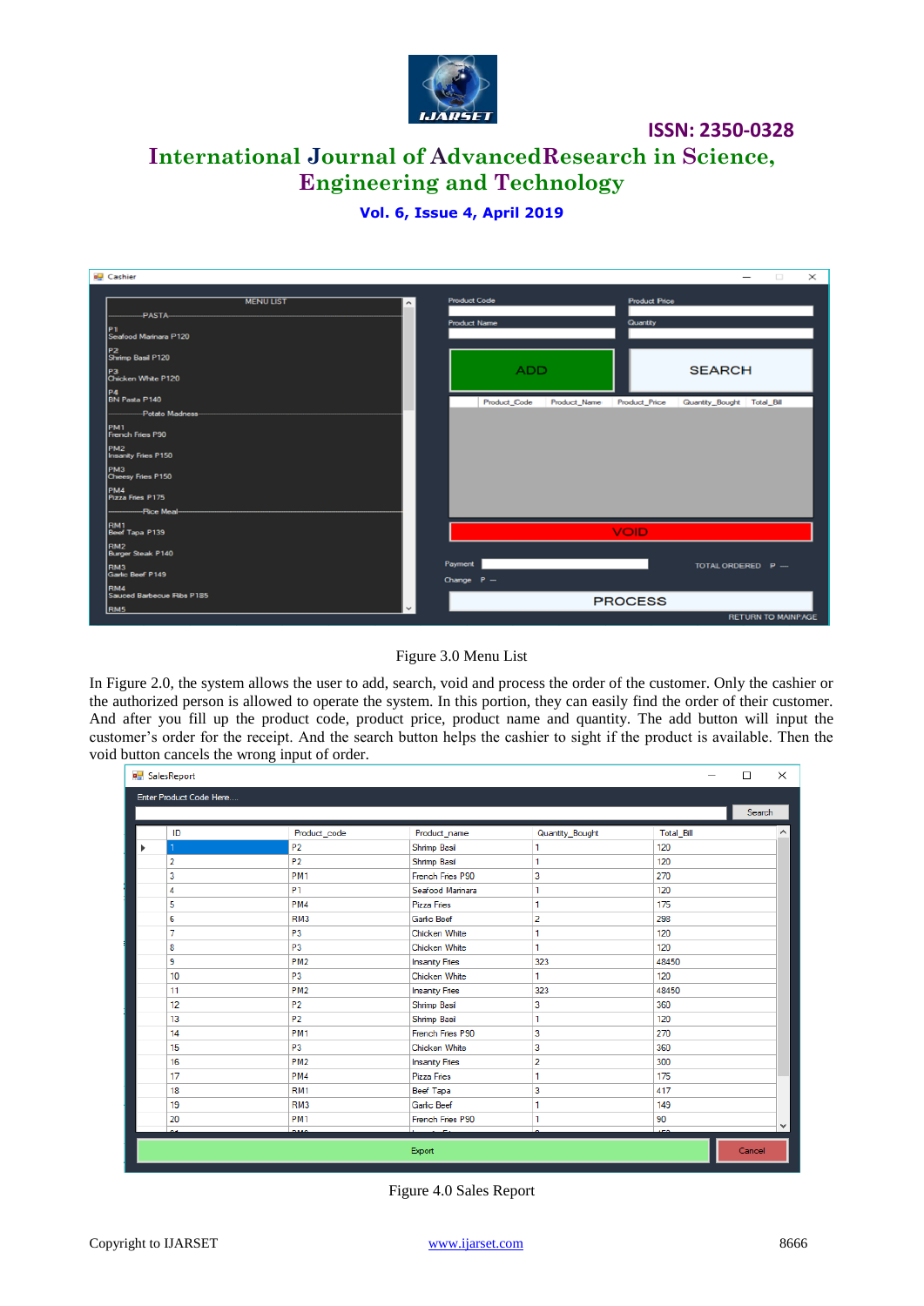Figure 3.0 Menu List

In Figure 2.0, the system allows the user to add, search, void and process the order of the customer. Only the cashier or the authorized person is allowed to operate the system. In this portion, they can easily find the order of their customer. And after you fill up the product code, product price, product name and quantity. The add button will input the customer's order for the receipt. And the search button helps the cashier to sight if the product is available. Then the void button cancels the wrong input of order.

Figure 4.0 Sales Report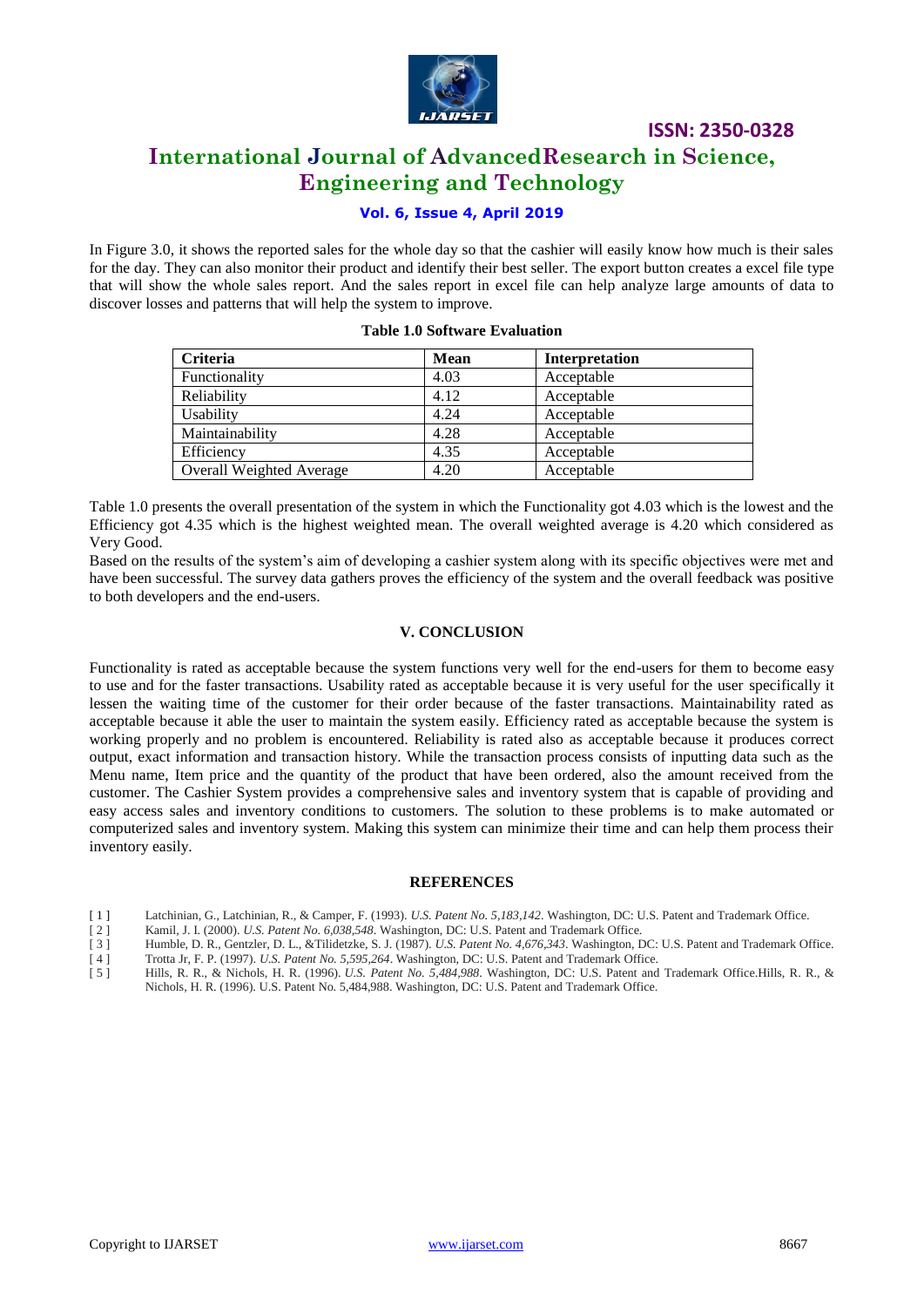In Figure 3.0, it shows the reported sales for the whole day so that the cashier will easily know how much is their sales for the day. They can also monitor their product and identify their best seller. The export button creates a excel file type that will show the whole sales report. And the sales report in excel file can help analyze large amounts of data to discover losses and patterns that will help the system to improve.

**Table 1.0 Software Evaluation**

| Criteria | Mean | Interpretation |
|---|---|---|
| Functionality | 4.03 | Acceptable |
| Reliability | 4.12 | Acceptable |
| Usability | 4.24 | Acceptable |
| Maintainability | 4.28 | Acceptable |
| Efficiency | 4.35 | Acceptable |
| Overall Weighted Average | 4.20 | Acceptable |

Table 1.0 presents the overall presentation of the system in which the Functionality got 4.03 which is the lowest and the Efficiency got 4.35 which is the highest weighted mean. The overall weighted average is 4.20 which considered as Very Good.

Based on the results of the system's aim of developing a cashier system along with its specific objectives were met and have been successful. The survey data gathers proves the efficiency of the system and the overall feedback was positive to both developers and the end-users.

## V. CONCLUSION

Functionality is rated as acceptable because the system functions very well for the end-users for them to become easy to use and for the faster transactions. Usability rated as acceptable because it is very useful for the user specifically it lessen the waiting time of the customer for their order because of the faster transactions. Maintainability rated as acceptable because it able the user to maintain the system easily. Efficiency rated as acceptable because the system is working properly and no problem is encountered. Reliability is rated also as acceptable because it produces correct output, exact information and transaction history. While the transaction process consists of inputting data such as the Menu name, Item price and the quantity of the product that have been ordered, also the amount received from the customer. The Cashier System provides a comprehensive sales and inventory system that is capable of providing and easy access sales and inventory conditions to customers. The solution to these problems is to make automated or computerized sales and inventory system. Making this system can minimize their time and can help them process their inventory easily.

## REFERENCES

[1] Latchinian, G., Latchinian, R., & Camper, F. (1993). *U.S. Patent No. 5,183,142*. Washington, DC: U.S. Patent and Trademark Office.

[2] Kamil, J. I. (2000). *U.S. Patent No. 6,038,548*. Washington, DC: U.S. Patent and Trademark Office.

[3] Humble, D. R., Gentzler, D. L., &Tilidetzke, S. J. (1987). *U.S. Patent No. 4,676,343*. Washington, DC: U.S. Patent and Trademark Office.

[4] Trotta Jr, F. P. (1997). *U.S. Patent No. 5,595,264*. Washington, DC: U.S. Patent and Trademark Office.

[5] Hills, R. R., & Nichols, H. R. (1996). *U.S. Patent No. 5,484,988*. Washington, DC: U.S. Patent and Trademark Office.Hills, R. R., & Nichols, H. R. (1996). U.S. Patent No. 5,484,988. Washington, DC: U.S. Patent and Trademark Office.